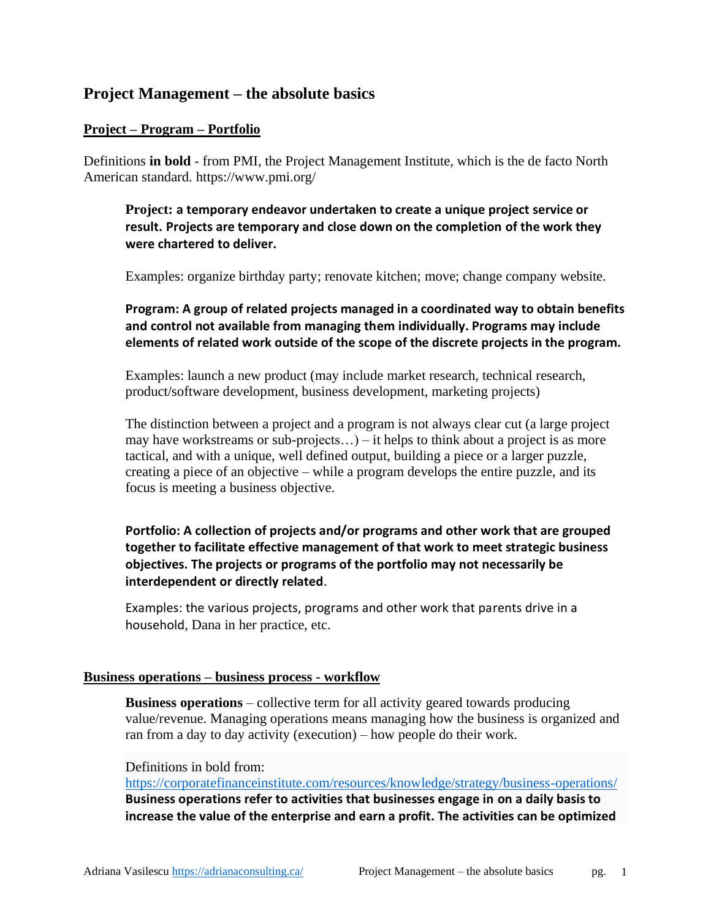# Project Management – the absolute basics

## Project – Program – Portfolio

Definitions **in bold** - from PMI, the Project Management Institute, which is the de facto North American standard. https://www.pmi.org/

> **Project: a temporary endeavor undertaken to create a unique project service or result. Projects are temporary and close down on the completion of the work they were chartered to deliver.**
>
> Examples: organize birthday party; renovate kitchen; move; change company website.
>
> **Program: A group of related projects managed in a coordinated way to obtain benefits and control not available from managing them individually. Programs may include elements of related work outside of the scope of the discrete projects in the program.**
>
> Examples: launch a new product (may include market research, technical research, product/software development, business development, marketing projects)
>
> The distinction between a project and a program is not always clear cut (a large project may have workstreams or sub-projects…) – it helps to think about a project is as more tactical, and with a unique, well defined output, building a piece or a larger puzzle, creating a piece of an objective – while a program develops the entire puzzle, and its focus is meeting a business objective.
>
> **Portfolio: A collection of projects and/or programs and other work that are grouped together to facilitate effective management of that work to meet strategic business objectives. The projects or programs of the portfolio may not necessarily be interdependent or directly related**.
>
> Examples: the various projects, programs and other work that parents drive in a household, Dana in her practice, etc.

## Business operations – business process - workflow

> **Business operations** – collective term for all activity geared towards producing value/revenue. Managing operations means managing how the business is organized and ran from a day to day activity (execution) – how people do their work.
>
> Definitions in bold from: https://corporatefinanceinstitute.com/resources/knowledge/strategy/business-operations/
> **Business operations refer to activities that businesses engage in on a daily basis to increase the value of the enterprise and earn a profit. The activities can be optimized**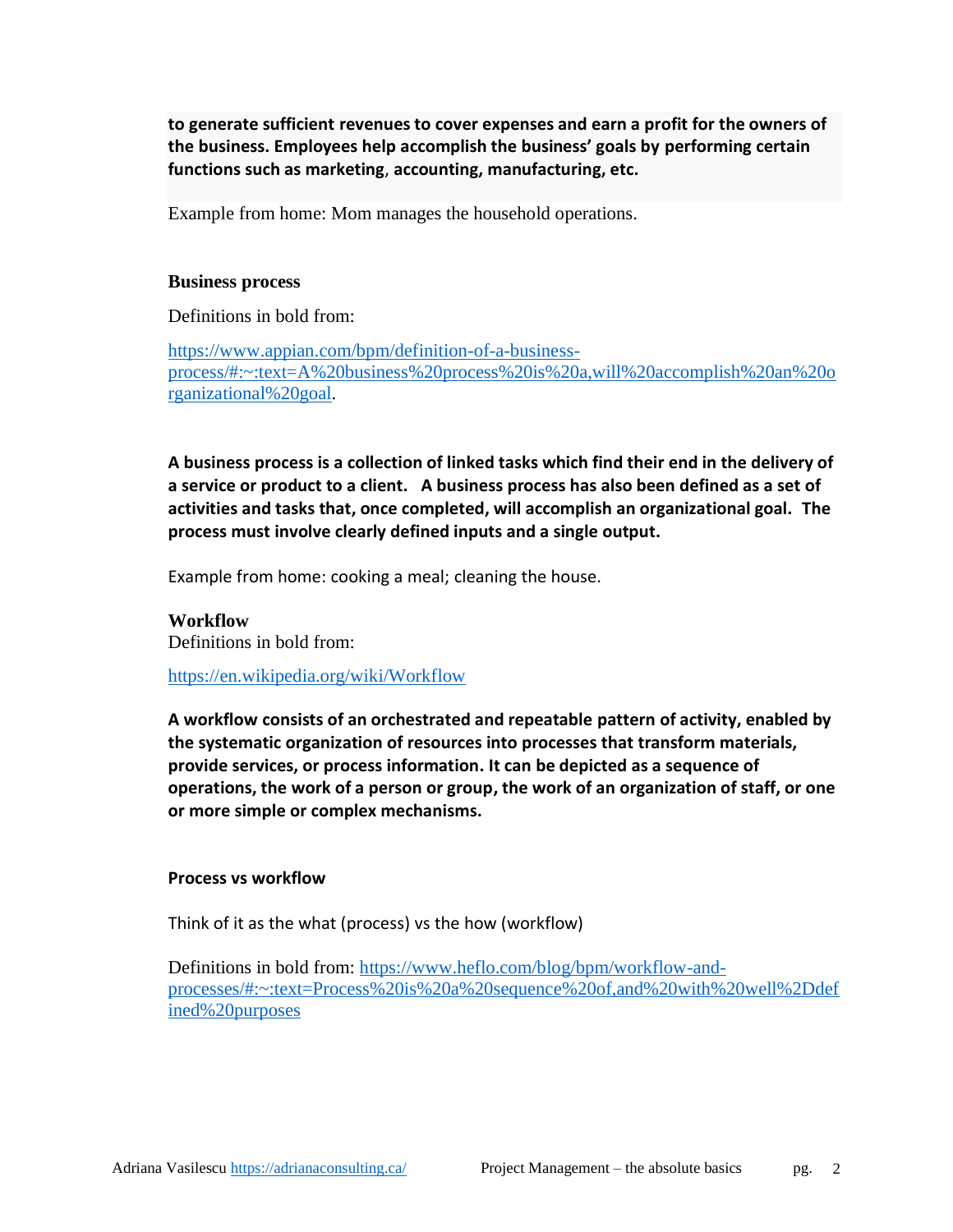**to generate sufficient revenues to cover expenses and earn a profit for the owners of the business. Employees help accomplish the business' goals by performing certain functions such as marketing, accounting, manufacturing, etc.**

Example from home: Mom manages the household operations.

### Business process

Definitions in bold from:

[https://www.appian.com/bpm/definition-of-a-business-process/#:~:text=A%20business%20process%20is%20a,will%20accomplish%20an%20organizational%20goal](https://www.appian.com/bpm/definition-of-a-business-process/#:~:text=A%20business%20process%20is%20a,will%20accomplish%20an%20organizational%20goal).

**A business process is a collection of linked tasks which find their end in the delivery of a service or product to a client. A business process has also been defined as a set of activities and tasks that, once completed, will accomplish an organizational goal. The process must involve clearly defined inputs and a single output.**

Example from home: cooking a meal; cleaning the house.

### Workflow

Definitions in bold from:

[https://en.wikipedia.org/wiki/Workflow](https://en.wikipedia.org/wiki/Workflow)

**A workflow consists of an orchestrated and repeatable pattern of activity, enabled by the systematic organization of resources into processes that transform materials, provide services, or process information. It can be depicted as a sequence of operations, the work of a person or group, the work of an organization of staff, or one or more simple or complex mechanisms.**

### Process vs workflow

Think of it as the what (process) vs the how (workflow)

Definitions in bold from: [https://www.heflo.com/blog/bpm/workflow-and-processes/#:~:text=Process%20is%20a%20sequence%20of,and%20with%20well%2Ddefined%20purposes](https://www.heflo.com/blog/bpm/workflow-and-processes/#:~:text=Process%20is%20a%20sequence%20of,and%20with%20well%2Ddefined%20purposes)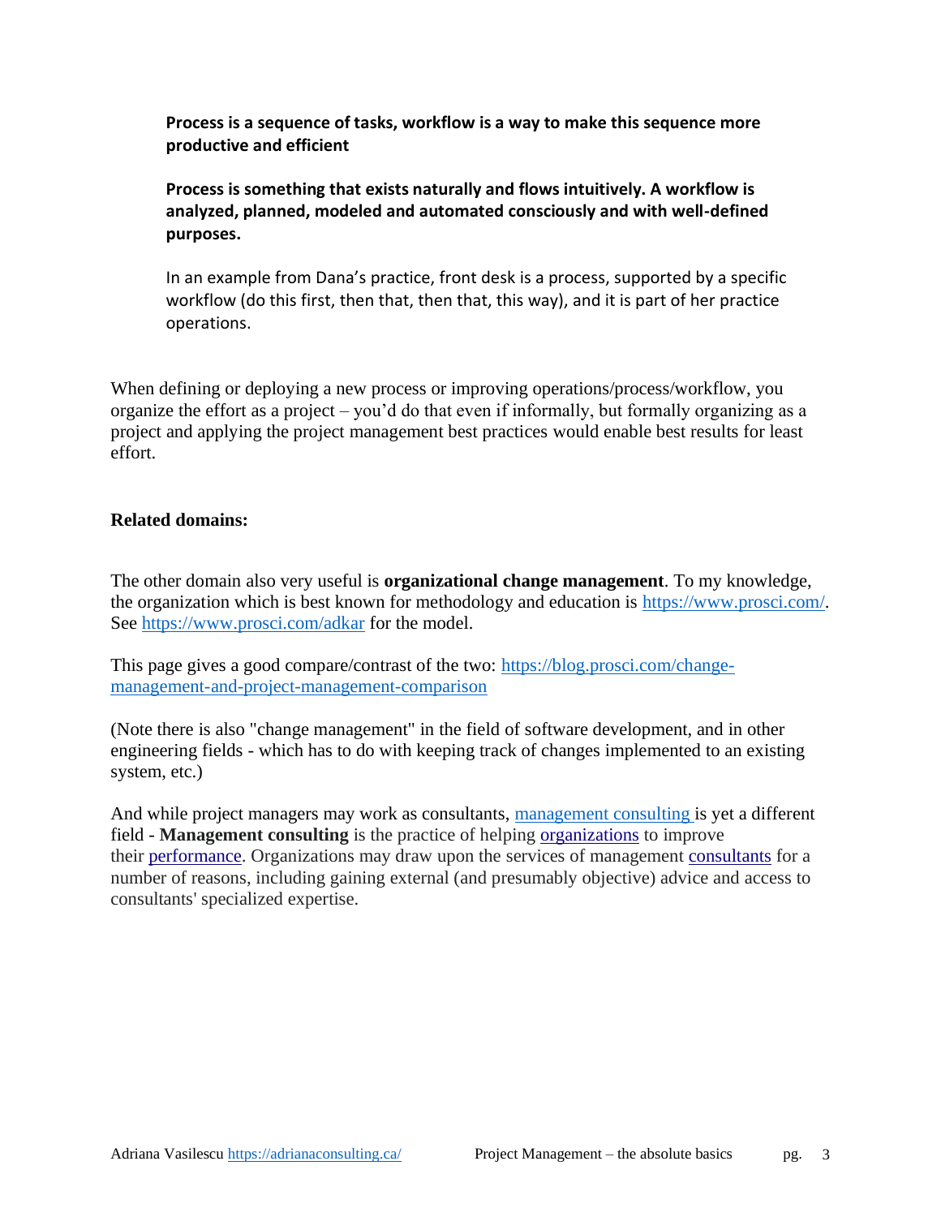**Process is a sequence of tasks, workflow is a way to make this sequence more productive and efficient**

**Process is something that exists naturally and flows intuitively. A workflow is analyzed, planned, modeled and automated consciously and with well-defined purposes.**

In an example from Dana's practice, front desk is a process, supported by a specific workflow (do this first, then that, then that, this way), and it is part of her practice operations.

When defining or deploying a new process or improving operations/process/workflow, you organize the effort as a project – you'd do that even if informally, but formally organizing as a project and applying the project management best practices would enable best results for least effort.

**Related domains:**

The other domain also very useful is **organizational change management**. To my knowledge, the organization which is best known for methodology and education is [https://www.prosci.com/](https://www.prosci.com/). See [https://www.prosci.com/adkar](https://www.prosci.com/adkar) for the model.

This page gives a good compare/contrast of the two: [https://blog.prosci.com/change-management-and-project-management-comparison](https://blog.prosci.com/change-management-and-project-management-comparison)

(Note there is also "change management" in the field of software development, and in other engineering fields - which has to do with keeping track of changes implemented to an existing system, etc.)

And while project managers may work as consultants, management consulting is yet a different field - **Management consulting** is the practice of helping organizations to improve their performance. Organizations may draw upon the services of management consultants for a number of reasons, including gaining external (and presumably objective) advice and access to consultants' specialized expertise.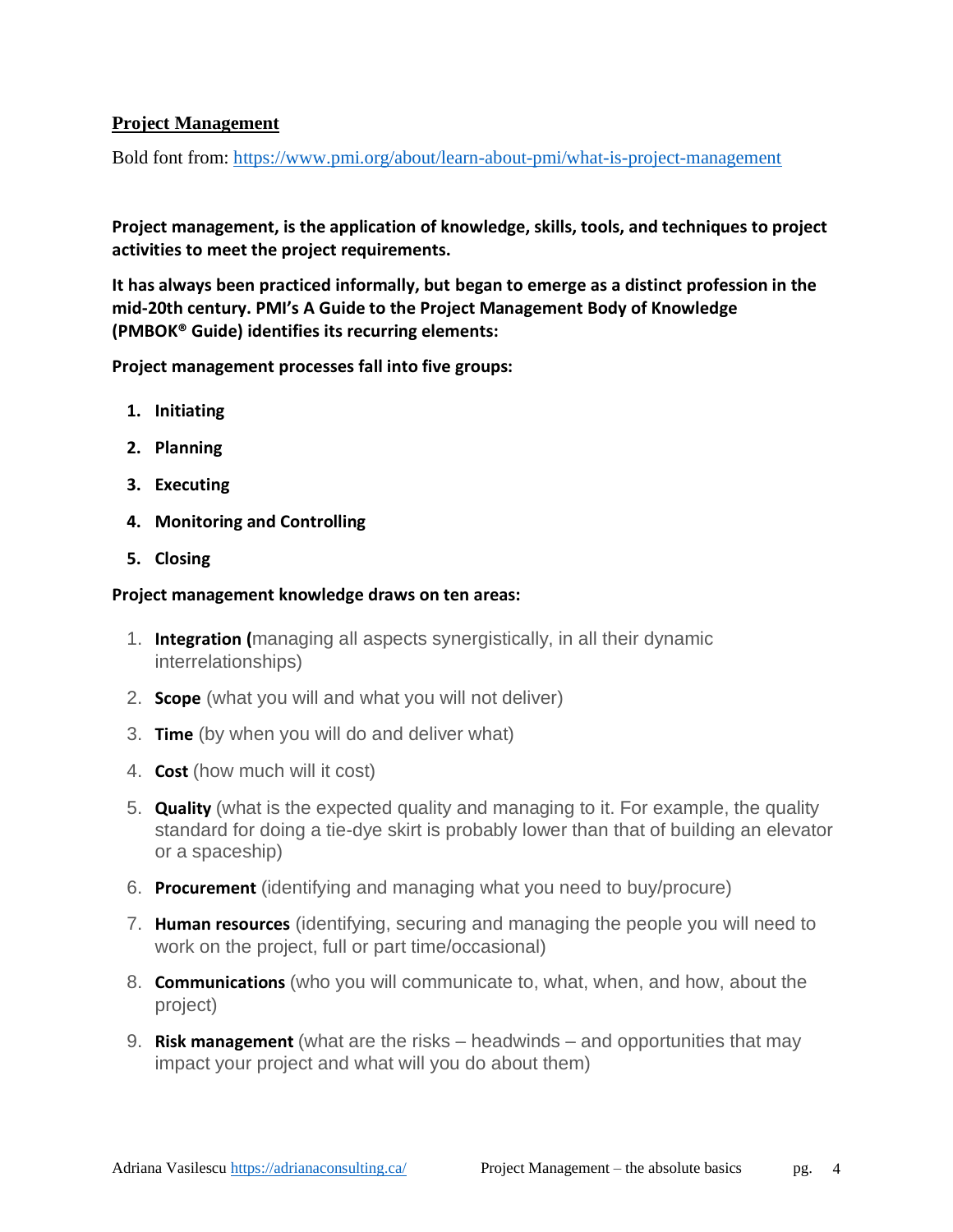## Project Management

Bold font from: https://www.pmi.org/about/learn-about-pmi/what-is-project-management

**Project management, is the application of knowledge, skills, tools, and techniques to project activities to meet the project requirements.**

**It has always been practiced informally, but began to emerge as a distinct profession in the mid-20th century. PMI's A Guide to the Project Management Body of Knowledge (PMBOK® Guide) identifies its recurring elements:**

**Project management processes fall into five groups:**

1. **Initiating**
2. **Planning**
3. **Executing**
4. **Monitoring and Controlling**
5. **Closing**

**Project management knowledge draws on ten areas:**

1. **Integration (**managing all aspects synergistically, in all their dynamic interrelationships)
2. **Scope** (what you will and what you will not deliver)
3. **Time** (by when you will do and deliver what)
4. **Cost** (how much will it cost)
5. **Quality** (what is the expected quality and managing to it. For example, the quality standard for doing a tie-dye skirt is probably lower than that of building an elevator or a spaceship)
6. **Procurement** (identifying and managing what you need to buy/procure)
7. **Human resources** (identifying, securing and managing the people you will need to work on the project, full or part time/occasional)
8. **Communications** (who you will communicate to, what, when, and how, about the project)
9. **Risk management** (what are the risks – headwinds – and opportunities that may impact your project and what will you do about them)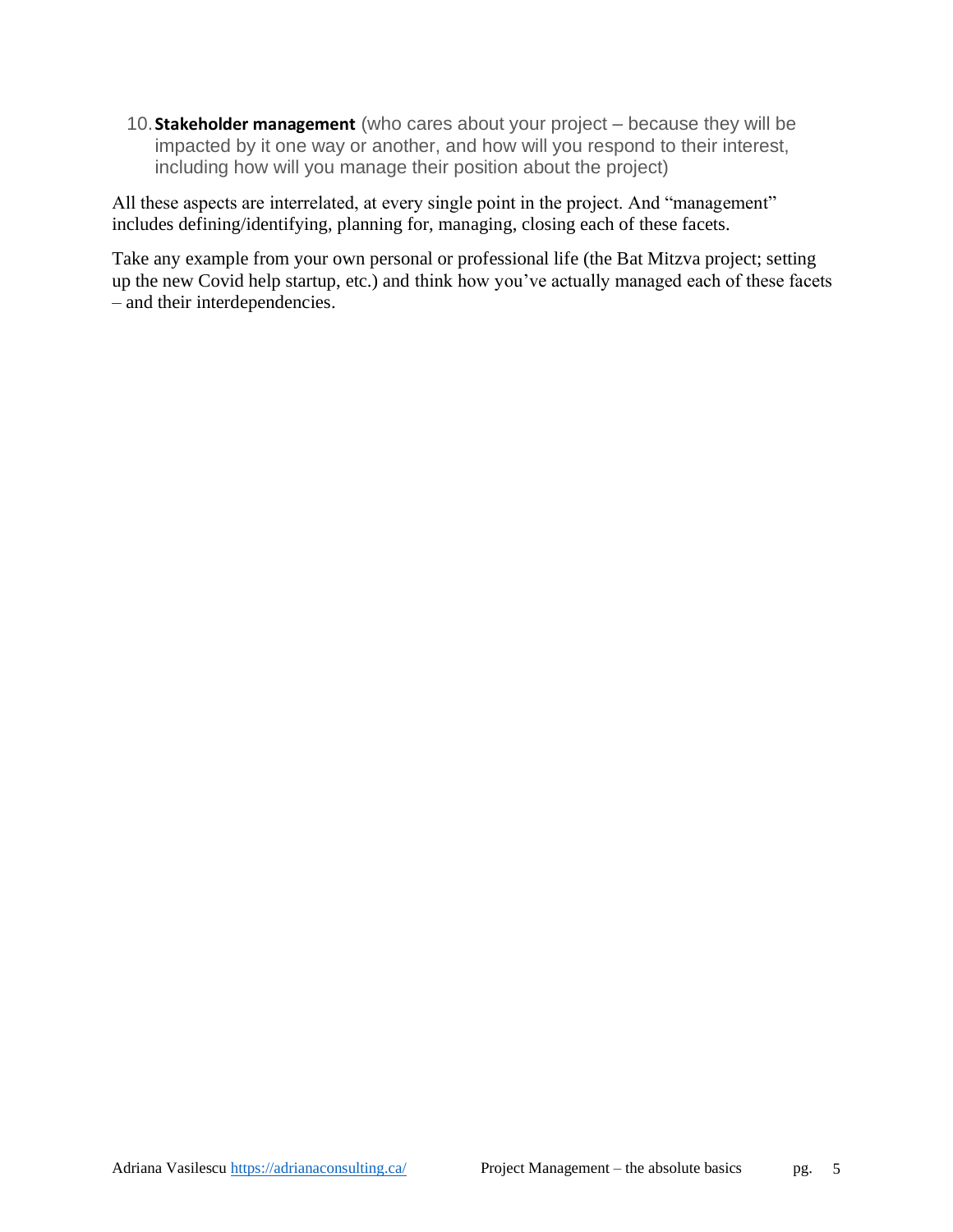10. **Stakeholder management** (who cares about your project – because they will be impacted by it one way or another, and how will you respond to their interest, including how will you manage their position about the project)

All these aspects are interrelated, at every single point in the project. And "management" includes defining/identifying, planning for, managing, closing each of these facets.

Take any example from your own personal or professional life (the Bat Mitzva project; setting up the new Covid help startup, etc.) and think how you've actually managed each of these facets – and their interdependencies.